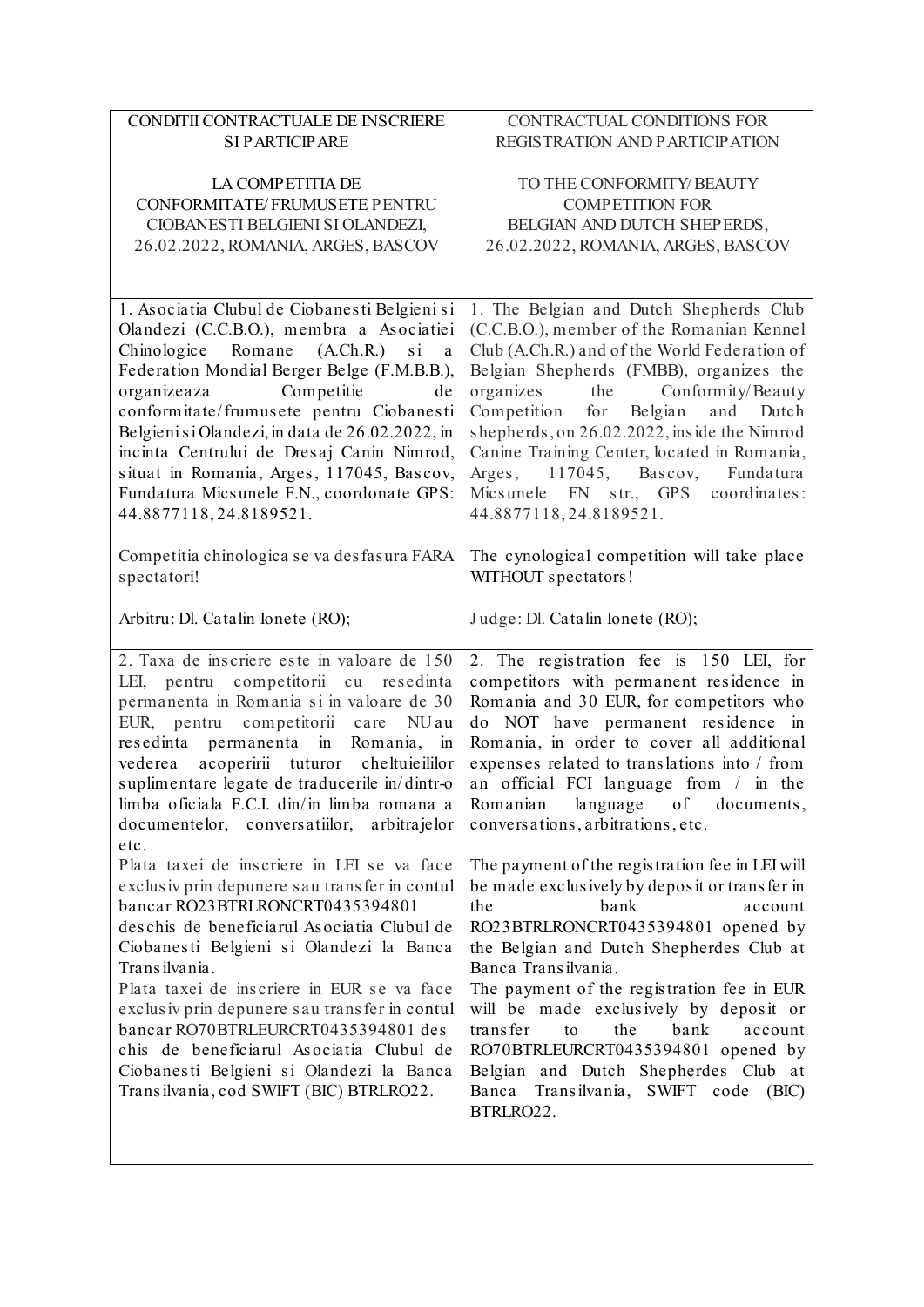| CONDITII CONTRACTUALE DE INSCRIERE SI PARTICIPARE<br><br>LA COMPETITIA DE CONFORMITATE/FRUMUSETE PENTRU CIOBANESTI BELGIENI SI OLANDEZI, 26.02.2022, ROMANIA, ARGES, BASCOV | CONTRACTUAL CONDITIONS FOR REGISTRATION AND PARTICIPATION<br><br>TO THE CONFORMITY/BEAUTY COMPETITION FOR BELGIAN AND DUTCH SHEPERDS, 26.02.2022, ROMANIA, ARGES, BASCOV |
| --- | --- |
| 1. Asociatia Clubul de Ciobanesti Belgieni si Olandezi (C.C.B.O.), membra a Asociatiei Chinologice Romane (A.Ch.R.) si a Federation Mondial Berger Belge (F.M.B.B.), organizeaza Competitie de conformitate/frumusete pentru Ciobanesti Belgieni si Olandezi, in data de 26.02.2022, in incinta Centrului de Dresaj Canin Nimrod, situat in Romania, Arges, 117045, Bascov, Fundatura Micsunele F.N., coordonate GPS: 44.8877118, 24.8189521.<br><br>Competitia chinologica se va desfasura FARA spectatori!<br><br>Arbitru: Dl. Catalin Ionete (RO); | 1. The Belgian and Dutch Shepherds Club (C.C.B.O.), member of the Romanian Kennel Club (A.Ch.R.) and of the World Federation of Belgian Shepherds (FMBB), organizes the organizes the Conformity/Beauty Competition for Belgian and Dutch shepherds, on 26.02.2022, inside the Nimrod Canine Training Center, located in Romania, Arges, 117045, Bascov, Fundatura Micsunele FN str., GPS coordinates: 44.8877118, 24.8189521.<br><br>The cynological competition will take place WITHOUT spectators!<br><br>Judge: Dl. Catalin Ionete (RO); |
| 2. Taxa de inscriere este in valoare de 150 LEI, pentru competitorii cu resedinta permanenta in Romania si in valoare de 30 EUR, pentru competitorii care NU au resedinta permanenta in Romania, in vederea acoperirii tuturor cheltuieililor suplimentare legate de traducerile in/dintr-o limba oficiala F.C.I. din/in limba romana a documentelor, conversatiilor, arbitrajelor etc.<br>Plata taxei de inscriere in LEI se va face exclusiv prin depunere sau transfer in contul bancar RO23BTRLRONCRT0435394801 deschis de beneficiarul Asociatia Clubul de Ciobanesti Belgieni si Olandezi la Banca Transilvania.<br>Plata taxei de inscriere in EUR se va face exclusiv prin depunere sau transfer in contul bancar RO70BTRLEURCRT0435394801 deschis de beneficiarul Asociatia Clubul de Ciobanesti Belgieni si Olandezi la Banca Transilvania, cod SWIFT (BIC) BTRLRO22. | 2. The registration fee is 150 LEI, for competitors with permanent residence in Romania and 30 EUR, for competitors who do NOT have permanent residence in Romania, in order to cover all additional expenses related to translations into / from an official FCI language from / in the Romanian language of documents, conversations, arbitrations, etc.<br><br>The payment of the registration fee in LEI will be made exclusively by deposit or transfer in the bank account RO23BTRLRONCRT0435394801 opened by the Belgian and Dutch Shepherdes Club at Banca Transilvania.<br>The payment of the registration fee in EUR will be made exclusively by deposit or transfer to the bank account RO70BTRLEURCRT0435394801 opened by Belgian and Dutch Shepherdes Club at Banca Transilvania, SWIFT code (BIC) BTRLRO22. |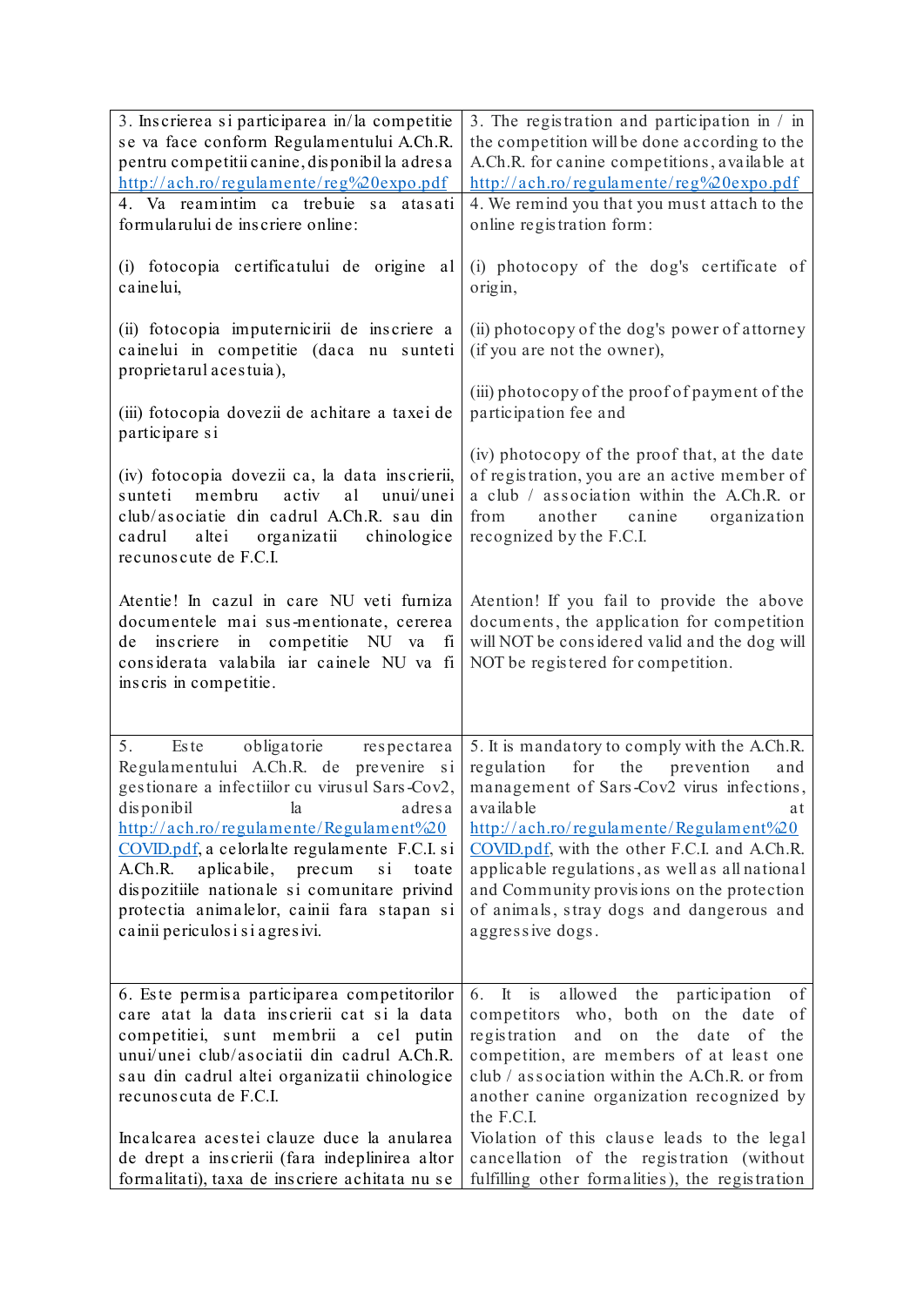| 3. Inscrierea si participarea in/la competitie se va face conform Regulamentului A.Ch.R. pentru competitii canine, disponibil la adresa http://ach.ro/regulamente/reg%20expo.pdf | 3. The registration and participation in / in the competition will be done according to the A.Ch.R. for canine competitions, available at http://ach.ro/regulamente/reg%20expo.pdf |
|---|---|
| 4. Va reamintim ca trebuie sa atasati formularului de inscriere online:<br><br>(i) fotocopia certificatului de origine al cainelui,<br><br>(ii) fotocopia imputernicirii de inscriere a cainelui in competitie (daca nu sunteti proprietarul acestuia),<br><br>(iii) fotocopia dovezii de achitare a taxei de participare si<br><br>(iv) fotocopia dovezii ca, la data inscrierii, sunteti membru activ al unui/unei club/asociatie din cadrul A.Ch.R. sau din cadrul altei organizatii chinologice recunoscute de F.C.I.<br><br>Atentie! In cazul in care NU veti furniza documentele mai sus-mentionate, cererea de inscriere in competitie NU va fi considerata valabila iar cainele NU va fi inscris in competitie. | 4. We remind you that you must attach to the online registration form:<br><br>(i) photocopy of the dog's certificate of origin,<br><br>(ii) photocopy of the dog's power of attorney (if you are not the owner),<br><br>(iii) photocopy of the proof of payment of the participation fee and<br><br>(iv) photocopy of the proof that, at the date of registration, you are an active member of a club / association within the A.Ch.R. or from another canine organization recognized by the F.C.I.<br><br>Atention! If you fail to provide the above documents, the application for competition will NOT be considered valid and the dog will NOT be registered for competition. |
| 5. Este obligatorie respectarea Regulamentului A.Ch.R. de prevenire si gestionare a infectiilor cu virusul Sars-Cov2, disponibil la adresa http://ach.ro/regulamente/Regulament%20COVID.pdf, a celorlalte regulamente F.C.I. si A.Ch.R. aplicabile, precum si toate dispozitiile nationale si comunitare privind protectia animalelor, cainii fara stapan si cainii periculosi si agresivi. | 5. It is mandatory to comply with the A.Ch.R. regulation for the prevention and management of Sars-Cov2 virus infections, available at http://ach.ro/regulamente/Regulament%20COVID.pdf, with the other F.C.I. and A.Ch.R. applicable regulations, as well as all national and Community provisions on the protection of animals, stray dogs and dangerous and aggressive dogs. |
| 6. Este permisa participarea competitorilor care atat la data inscrierii cat si la data competitiei, sunt membrii a cel putin unui/unei club/asociatii din cadrul A.Ch.R. sau din cadrul altei organizatii chinologice recunoscuta de F.C.I.<br><br>Incalcarea acestei clauze duce la anularea de drept a inscrierii (fara indeplinirea altor formalitati), taxa de inscriere achitata nu se | 6. It is allowed the participation of competitors who, both on the date of registration and on the date of the competition, are members of at least one club / association within the A.Ch.R. or from another canine organization recognized by the F.C.I.<br><br>Violation of this clause leads to the legal cancellation of the registration (without fulfilling other formalities), the registration |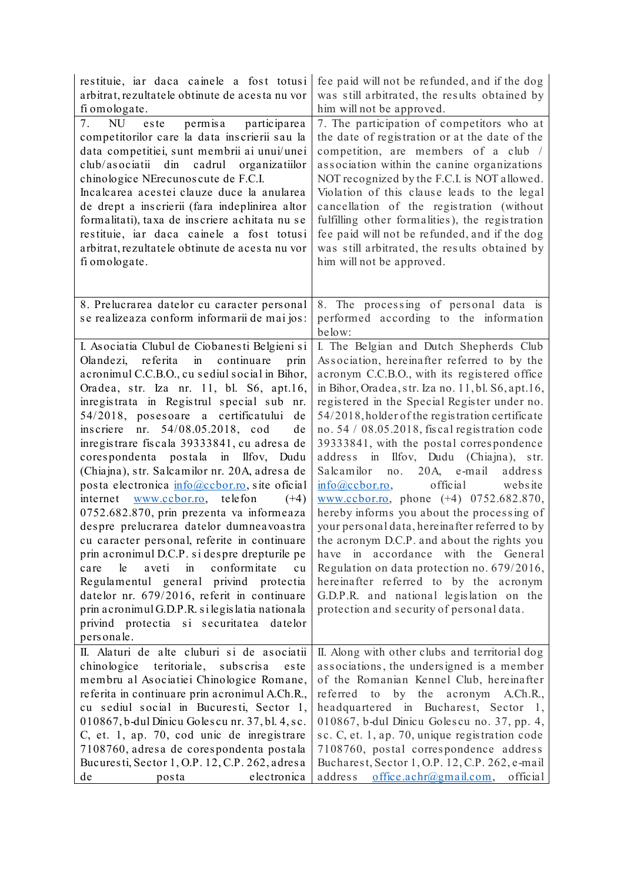| | |
|---|---|
| restituie, iar daca cainele a fost totusi arbitrat, rezultatele obtinute de acesta nu vor fi omologate. | fee paid will not be refunded, and if the dog was still arbitrated, the results obtained by him will not be approved. |
| 7. NU este permisa participarea competitorilor care la data inscrierii sau la data competitiei, sunt membrii ai unui/unei club/asociatii din cadrul organizatiilor chinologice NErecunoscute de F.C.I. Incalcarea acestei clauze duce la anularea de drept a inscrierii (fara indeplinirea altor formalitati), taxa de inscriere achitata nu se restituie, iar daca cainele a fost totusi arbitrat, rezultatele obtinute de acesta nu vor fi omologate. | 7. The participation of competitors who at the date of registration or at the date of the competition, are members of a club / association within the canine organizations NOT recognized by the F.C.I. is NOT allowed. Violation of this clause leads to the legal cancellation of the registration (without fulfilling other formalities), the registration fee paid will not be refunded, and if the dog was still arbitrated, the results obtained by him will not be approved. |
| 8. Prelucrarea datelor cu caracter personal se realizeaza conform informarii de mai jos: | 8. The processing of personal data is performed according to the information below: |
| I. Asociatia Clubul de Ciobanesti Belgieni si Olandezi, referita in continuare prin acronimul C.C.B.O., cu sediul social in Bihor, Oradea, str. Iza nr. 11, bl. S6, apt.16, inregistrata in Registrul special sub nr. 54/2018, posesoare a certificatului de inscriere nr. 54/08.05.2018, cod de inregistrare fiscala 39333841, cu adresa de corespondenta postala in Ilfov, Dudu (Chiajna), str. Salcamilor nr. 20A, adresa de posta electronica info@ccbor.ro, site oficial internet www.ccbor.ro, telefon (+4) 0752.682.870, prin prezenta va informeaza despre prelucrarea datelor dumneavoastra cu caracter personal, referite in continuare prin acronimul D.C.P. si despre drepturile pe care le aveti in conformitate cu Regulamentul general privind protectia datelor nr. 679/2016, referit in continuare prin acronimul G.D.P.R. si legislatia nationala privind protectia si securitatea datelor personale. | I. The Belgian and Dutch Shepherds Club Association, hereinafter referred to by the acronym C.C.B.O., with its registered office in Bihor, Oradea, str. Iza no. 11, bl. S6, apt.16, registered in the Special Register under no. 54/2018, holder of the registration certificate no. 54 / 08.05.2018, fiscal registration code 39333841, with the postal correspondence address in Ilfov, Dudu (Chiajna), str. Salcamilor no. 20A, e-mail address info@ccbor.ro, official website www.ccbor.ro, phone (+4) 0752.682.870, hereby informs you about the processing of your personal data, hereinafter referred to by the acronym D.C.P. and about the rights you have in accordance with the General Regulation on data protection no. 679/2016, hereinafter referred to by the acronym G.D.P.R. and national legislation on the protection and security of personal data. |
| II. Alaturi de alte cluburi si de asociatii chinologice teritoriale, subscrisa este membru al Asociatiei Chinologice Romane, referita in continuare prin acronimul A.Ch.R., cu sediul social in Bucuresti, Sector 1, 010867, b-dul Dinicu Golescu nr. 37, bl. 4, sc. C, et. 1, ap. 70, cod unic de inregistrare 7108760, adresa de corespondenta postala Bucuresti, Sector 1, O.P. 12, C.P. 262, adresa de posta electronica | II. Along with other clubs and territorial dog associations, the undersigned is a member of the Romanian Kennel Club, hereinafter referred to by the acronym A.Ch.R., headquartered in Bucharest, Sector 1, 010867, b-dul Dinicu Golescu no. 37, pp. 4, sc. C, et. 1, ap. 70, unique registration code 7108760, postal correspondence address Bucharest, Sector 1, O.P. 12, C.P. 262, e-mail address office.achr@gmail.com, official |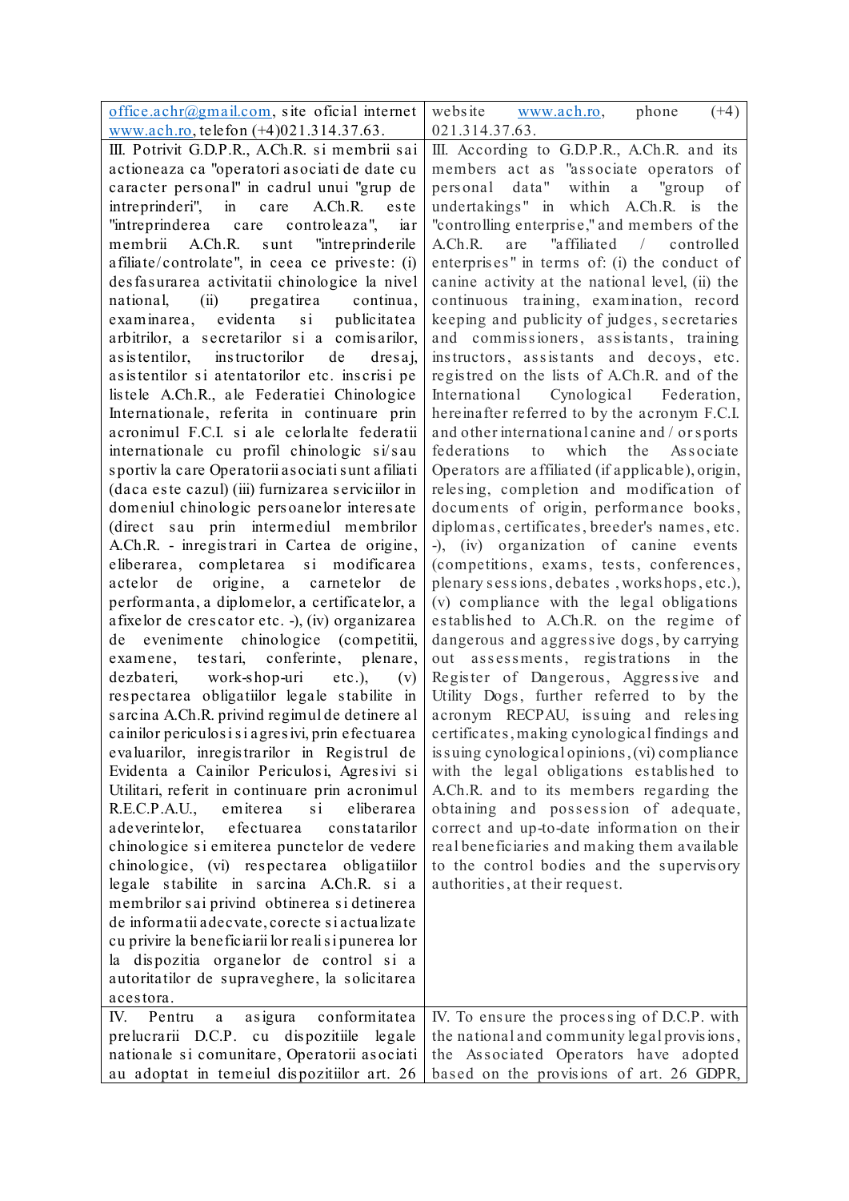| office.achr@gmail.com, site oficial internet www.ach.ro, telefon (+4)021.314.37.63. | website www.ach.ro, phone (+4) 021.314.37.63. |
|---|---|
| III. Potrivit G.D.P.R., A.Ch.R. si membrii sai actioneaza ca "operatori asociati de date cu caracter personal" in cadrul unui "grup de intreprinderi", in care A.Ch.R. este "intreprinderea care controleaza", iar membrii A.Ch.R. sunt "intreprinderile afiliate/controlate", in ceea ce priveste: (i) desfasurarea activitatii chinologice la nivel national, (ii) pregatirea continua, examinarea, evidenta si publicitatea arbitrilor, a secretarilor si a comisarilor, asistentilor, instructorilor de dresaj, asistentilor si atentatorilor etc. inscrisi pe listele A.Ch.R., ale Federatiei Chinologice Internationale, referita in continuare prin acronimul F.C.I. si ale celorlalte federatii internationale cu profil chinologic si/sau sportiv la care Operatorii asociati sunt afiliati (daca este cazul) (iii) furnizarea serviciilor in domeniul chinologic persoanelor interesate (direct sau prin intermediul membrilor A.Ch.R. - inregistrari in Cartea de origine, eliberarea, completarea si modificarea actelor de origine, a carnetelor de performanta, a diplomelor, a certificatelor, a afixelor de crescator etc. -), (iv) organizarea de evenimente chinologice (competitii, examene, testari, conferinte, plenare, dezbateri, work-shop-uri etc.), (v) respectarea obligatiilor legale stabilite in sarcina A.Ch.R. privind regimul de detinere al cainilor periculosi si agresivi, prin efectuarea evaluarilor, inregistrarilor in Registrul de Evidenta a Cainilor Periculosi, Agresivi si Utilitari, referit in continuare prin acronimul R.E.C.P.A.U., emiterea si eliberarea adeverintelor, efectuarea constatarilor chinologice si emiterea punctelor de vedere chinologice, (vi) respectarea obligatiilor legale stabilite in sarcina A.Ch.R. si a membrilor sai privind obtinerea si detinerea de informatii adecvate, corecte si actualizate cu privire la beneficiarii lor reali si punerea lor la dispozitia organelor de control si a autoritatilor de supraveghere, la solicitarea acestora. | III. According to G.D.P.R., A.Ch.R. and its members act as "associate operators of personal data" within a "group of undertakings" in which A.Ch.R. is the "controlling enterprise," and members of the A.Ch.R. are "affiliated / controlled enterprises" in terms of: (i) the conduct of canine activity at the national level, (ii) the continuous training, examination, record keeping and publicity of judges, secretaries and commissioners, assistants, training instructors, assistants and decoys, etc. registred on the lists of A.Ch.R. and of the International Cynological Federation, hereinafter referred to by the acronym F.C.I. and other international canine and / or sports federations to which the Associate Operators are affiliated (if applicable), origin, relesing, completion and modification of documents of origin, performance books, diplomas, certificates, breeder's names, etc. -), (iv) organization of canine events (competitions, exams, tests, conferences, plenary sessions, debates , workshops, etc.), (v) compliance with the legal obligations established to A.Ch.R. on the regime of dangerous and aggressive dogs, by carrying out assessments, registrations in the Register of Dangerous, Aggressive and Utility Dogs, further referred to by the acronym RECPAU, issuing and relesing certificates, making cynological findings and issuing cynological opinions, (vi) compliance with the legal obligations established to A.Ch.R. and to its members regarding the obtaining and possession of adequate, correct and up-to-date information on their real beneficiaries and making them available to the control bodies and the supervisory authorities, at their request. |
| IV. Pentru a asigura conformitatea prelucrarii D.C.P. cu dispozitiile legale nationale si comunitare, Operatorii asociati au adoptat in temeiul dispozitiilor art. 26 | IV. To ensure the processing of D.C.P. with the national and community legal provisions, the Associated Operators have adopted based on the provisions of art. 26 GDPR, |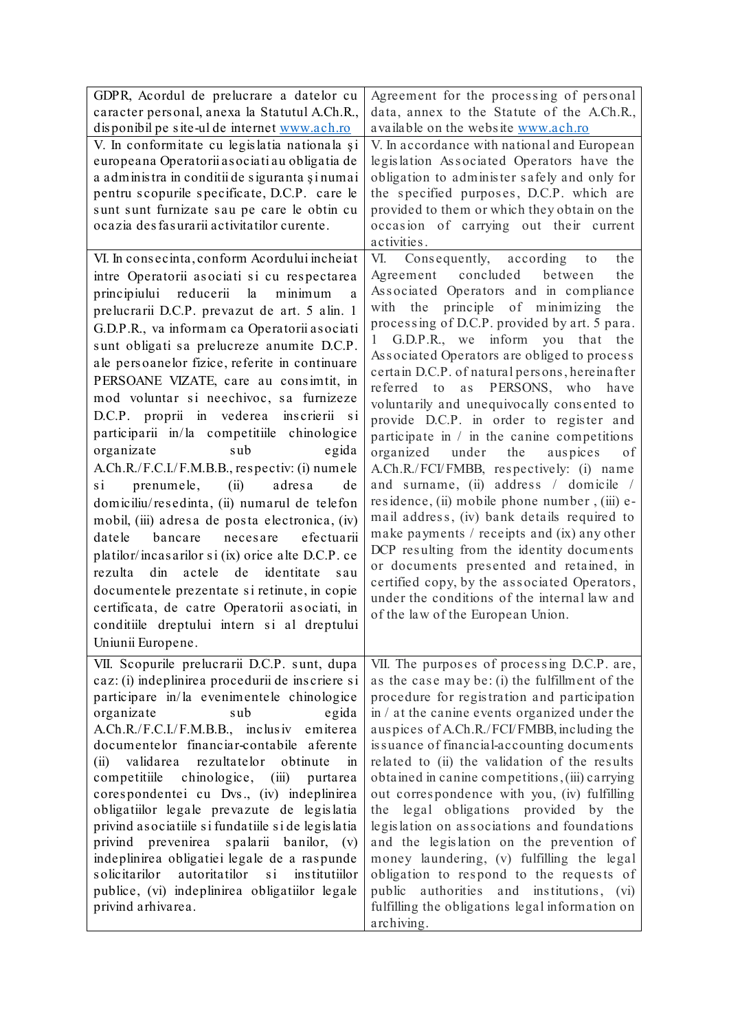| GDPR, Acordul de prelucrare a datelor cu caracter personal, anexa la Statutul A.Ch.R., disponibil pe site-ul de internet www.ach.ro | Agreement for the processing of personal data, annex to the Statute of the A.Ch.R., available on the website www.ach.ro |
|---|---|
| V. In conformitate cu legislatia nationala şi europeana Operatorii asociati au obligatia de a administra in conditii de siguranta şi numai pentru scopurile specificate, D.C.P. care le sunt sunt furnizate sau pe care le obtin cu ocazia desfasurarii activitatilor curente. | V. In accordance with national and European legislation Associated Operators have the obligation to administer safely and only for the specified purposes, D.C.P. which are provided to them or which they obtain on the occasion of carrying out their current activities. |
| VI. In consecinta, conform Acordului incheiat intre Operatorii asociati si cu respectarea principiului reducerii la minimum a prelucrarii D.C.P. prevazut de art. 5 alin. 1 G.D.P.R., va informam ca Operatorii asociati sunt obligati sa prelucreze anumite D.C.P. ale persoanelor fizice, referite in continuare PERSOANE VIZATE, care au consimtit, in mod voluntar si neechivoc, sa furnizeze D.C.P. proprii in vederea inscrierii si participarii in/la competitiile chinologice organizate sub egida A.Ch.R./F.C.I./F.M.B.B., respectiv: (i) numele si prenumele, (ii) adresa de domiciliu/resedinta, (ii) numarul de telefon mobil, (iii) adresa de posta electronica, (iv) datele bancare necesare efectuarii platilor/incasarilor si (ix) orice alte D.C.P. ce rezulta din actele de identitate sau documentele prezentate si retinute, in copie certificata, de catre Operatorii asociati, in conditiile dreptului intern si al dreptului Uniunii Europene. | VI. Consequently, according to the Agreement concluded between the Associated Operators and in compliance with the principle of minimizing the processing of D.C.P. provided by art. 5 para. 1 G.D.P.R., we inform you that the Associated Operators are obliged to process certain D.C.P. of natural persons, hereinafter referred to as PERSONS, who have voluntarily and unequivocally consented to provide D.C.P. in order to register and participate in / in the canine competitions organized under the auspices of A.Ch.R./FCI/FMBB, respectively: (i) name and surname, (ii) address / domicile / residence, (ii) mobile phone number , (iii) e-mail address, (iv) bank details required to make payments / receipts and (ix) any other DCP resulting from the identity documents or documents presented and retained, in certified copy, by the associated Operators, under the conditions of the internal law and of the law of the European Union. |
| VII. Scopurile prelucrarii D.C.P. sunt, dupa caz: (i) indeplinirea procedurii de inscriere si participare in/la evenimentele chinologice organizate sub egida A.Ch.R./F.C.I./F.M.B.B., inclusiv emiterea documentelor financiar-contabile aferente (ii) validarea rezultatelor obtinute in competitiile chinologice, (iii) purtarea corespondentei cu Dvs., (iv) indeplinirea obligatiilor legale prevazute de legislatia privind asociatiile si fundatiile si de legislatia privind prevenirea spalarii banilor, (v) indeplinirea obligatiei legale de a raspunde solicitarilor autoritatilor si institutiilor publice, (vi) indeplinirea obligatiilor legale privind arhivarea. | VII. The purposes of processing D.C.P. are, as the case may be: (i) the fulfillment of the procedure for registration and participation in / at the canine events organized under the auspices of A.Ch.R./FCI/FMBB, including the issuance of financial-accounting documents related to (ii) the validation of the results obtained in canine competitions, (iii) carrying out correspondence with you, (iv) fulfilling the legal obligations provided by the legislation on associations and foundations and the legislation on the prevention of money laundering, (v) fulfilling the legal obligation to respond to the requests of public authorities and institutions, (vi) fulfilling the obligations legal information on archiving. |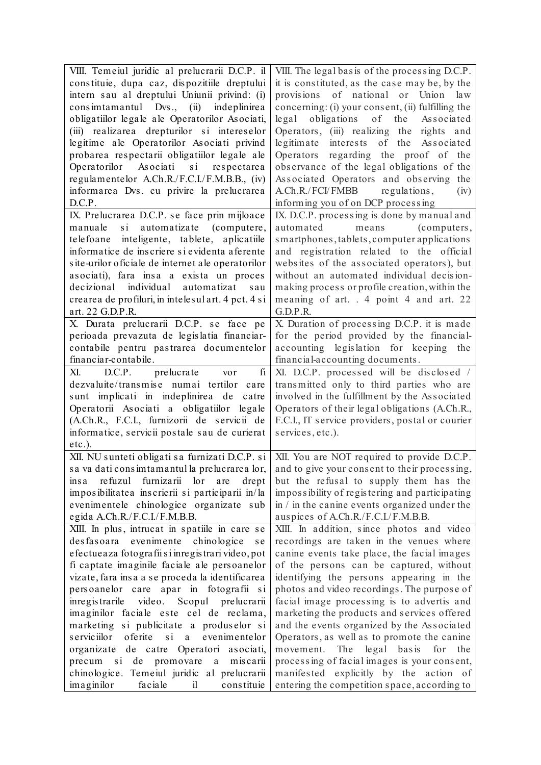| VIII. Temeiul juridic al prelucrarii D.C.P. il constituie, dupa caz, dispozitiile dreptului intern sau al dreptului Uniunii privind: (i) consimtamantul Dvs., (ii) indeplinirea obligatiilor legale ale Operatorilor Asociati, (iii) realizarea drepturilor si intereselor legitime ale Operatorilor Asociati privind probarea respectarii obligatiilor legale ale Operatorilor Asociati si respectarea regulamentelor A.Ch.R./F.C.I./F.M.B.B., (iv) informarea Dvs. cu privire la prelucrarea D.C.P. | VIII. The legal basis of the processing D.C.P. it is constituted, as the case may be, by the provisions of national or Union law concerning: (i) your consent, (ii) fulfilling the legal obligations of the Associated Operators, (iii) realizing the rights and legitimate interests of the Associated Operators regarding the proof of the observance of the legal obligations of the Associated Operators and observing the A.Ch.R./FCI/FMBB regulations, (iv) informing you of on DCP processing |
|---|---|
| IX. Prelucrarea D.C.P. se face prin mijloace manuale si automatizate (computere, telefoane inteligente, tablete, aplicatiile informatice de inscriere si evidenta aferente site-urilor oficiale de internet ale operatorilor asociati), fara insa a exista un proces decizional individual automatizat sau crearea de profiluri, in intelesul art. 4 pct. 4 si art. 22 G.D.P.R. | IX. D.C.P. processing is done by manual and automated means (computers, smartphones, tablets, computer applications and registration related to the official websites of the associated operators), but without an automated individual decision-making process or profile creation, within the meaning of art. . 4 point 4 and art. 22 G.D.P.R. |
| X. Durata prelucrarii D.C.P. se face pe perioada prevazuta de legislatia financiar-contabile pentru pastrarea documentelor financiar-contabile. | X. Duration of processing D.C.P. it is made for the period provided by the financial-accounting legislation for keeping the financial-accounting documents. |
| XI. D.C.P. prelucrate vor fi dezvaluite/transmise numai tertilor care sunt implicati in indeplinirea de catre Operatorii Asociati a obligatiilor legale (A.Ch.R., F.C.I., furnizorii de servicii de informatice, servicii postale sau de curierat etc.). | XI. D.C.P. processed will be disclosed / transmitted only to third parties who are involved in the fulfillment by the Associated Operators of their legal obligations (A.Ch.R., F.C.I., IT service providers, postal or courier services, etc.). |
| XII. NU sunteti obligati sa furnizati D.C.P. si sa va dati consimtamantul la prelucrarea lor, insa refuzul furnizarii lor are drept imposibilitatea inscrierii si participarii in/la evenimentele chinologice organizate sub egida A.Ch.R./F.C.I./F.M.B.B. | XII. You are NOT required to provide D.C.P. and to give your consent to their processing, but the refusal to supply them has the impossibility of registering and participating in / in the canine events organized under the auspices of A.Ch.R./F.C.I./F.M.B.B. |
| XIII. In plus, intrucat in spatiile in care se desfasoara evenimente chinologice se efectueaza fotografii si inregistrari video, pot fi captate imaginile faciale ale persoanelor vizate, fara insa a se proceda la identificarea persoanelor care apar in fotografii si inregistrarile video. Scopul prelucrarii imaginilor faciale este cel de reclama, marketing si publicitate a produselor si serviciilor oferite si a evenimentelor organizate de catre Operatori asociati, precum si de promovare a miscarii chinologice. Temeiul juridic al prelucrarii imaginilor faciale il constituie | XIII. In addition, since photos and video recordings are taken in the venues where canine events take place, the facial images of the persons can be captured, without identifying the persons appearing in the photos and video recordings. The purpose of facial image processing is to advertis and marketing the products and services offered and the events organized by the Associated Operators, as well as to promote the canine movement. The legal basis for the processing of facial images is your consent, manifested explicitly by the action of entering the competition space, according to |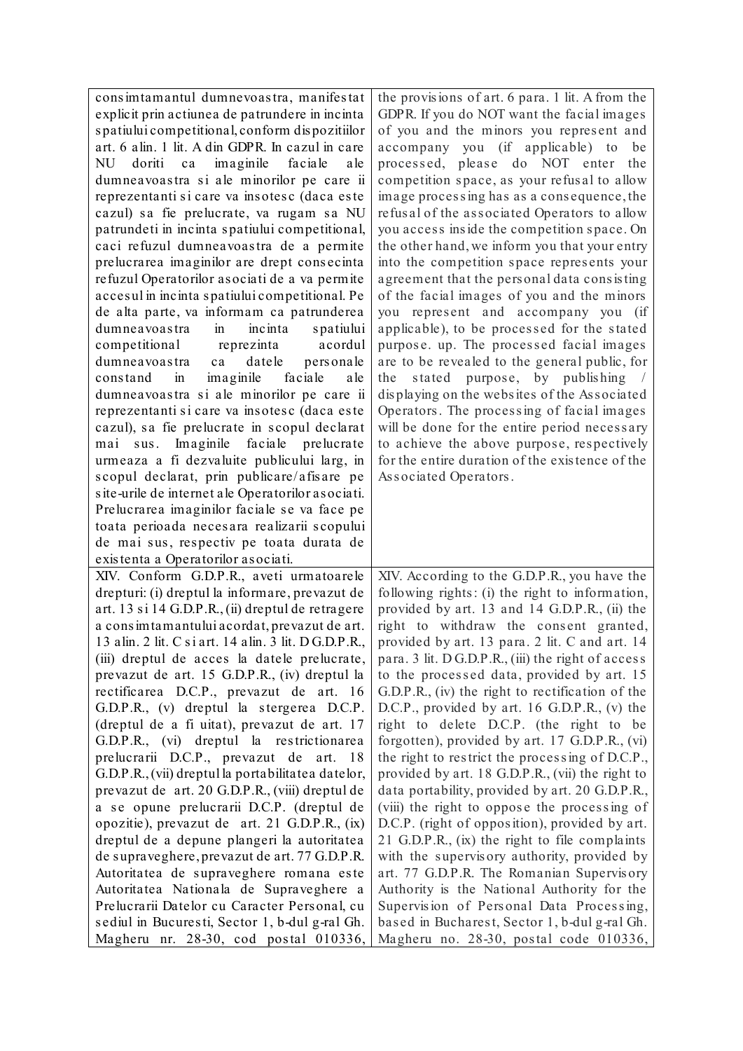| | |
|---|---|
| consimtamantul dumnevoastra, manifestat explicit prin actiunea de patrundere in incinta spatiului competitional, conform dispozitiilor art. 6 alin. 1 lit. A din GDPR. In cazul in care NU doriti ca imaginile faciale ale dumneavoastra si ale minorilor pe care ii reprezentanti si care va insotesc (daca este cazul) sa fie prelucrate, va rugam sa NU patrundeti in incinta spatiului competitional, caci refuzul dumneavoastra de a permite prelucrarea imaginilor are drept consecinta refuzul Operatorilor asociati de a va permite accesul in incinta spatiului competitional. Pe de alta parte, va informam ca patrunderea dumneavoastra in incinta spatiului competitional reprezinta acordul dumneavoastra ca datele personale constand in imaginile faciale ale dumneavoastra si ale minorilor pe care ii reprezentanti si care va insotesc (daca este cazul), sa fie prelucrate in scopul declarat mai sus. Imaginile faciale prelucrate urmeaza a fi dezvaluite publicului larg, in scopul declarat, prin publicare/afisare pe site-urile de internet ale Operatorilor asociati. Prelucrarea imaginilor faciale se va face pe toata perioada necesara realizarii scopului de mai sus, respectiv pe toata durata de existenta a Operatorilor asociati. | the provisions of art. 6 para. 1 lit. A from the GDPR. If you do NOT want the facial images of you and the minors you represent and accompany you (if applicable) to be processed, please do NOT enter the competition space, as your refusal to allow image processing has as a consequence, the refusal of the associated Operators to allow you access inside the competition space. On the other hand, we inform you that your entry into the competition space represents your agreement that the personal data consisting of the facial images of you and the minors you represent and accompany you (if applicable), to be processed for the stated purpose. up. The processed facial images are to be revealed to the general public, for the stated purpose, by publishing / displaying on the websites of the Associated Operators. The processing of facial images will be done for the entire period necessary to achieve the above purpose, respectively for the entire duration of the existence of the Associated Operators. |
| XIV. Conform G.D.P.R., aveti urmatoarele drepturi: (i) dreptul la informare, prevazut de art. 13 si 14 G.D.P.R., (ii) dreptul de retragere a consimtamantului acordat, prevazut de art. 13 alin. 2 lit. C si art. 14 alin. 3 lit. D G.D.P.R., (iii) dreptul de acces la datele prelucrate, prevazut de art. 15 G.D.P.R., (iv) dreptul la rectificarea D.C.P., prevazut de art. 16 G.D.P.R., (v) dreptul la stergerea D.C.P. (dreptul de a fi uitat), prevazut de art. 17 G.D.P.R., (vi) dreptul la restrictionarea prelucrarii D.C.P., prevazut de art. 18 G.D.P.R., (vii) dreptul la portabilitatea datelor, prevazut de art. 20 G.D.P.R., (viii) dreptul de a se opune prelucrarii D.C.P. (dreptul de opozitie), prevazut de art. 21 G.D.P.R., (ix) dreptul de a depune plangeri la autoritatea de supraveghere, prevazut de art. 77 G.D.P.R. Autoritatea de supraveghere romana este Autoritatea Nationala de Supraveghere a Prelucrarii Datelor cu Caracter Personal, cu sediul in Bucuresti, Sector 1, b-dul g-ral Gh. Magheru nr. 28-30, cod postal 010336, | XIV. According to the G.D.P.R., you have the following rights: (i) the right to information, provided by art. 13 and 14 G.D.P.R., (ii) the right to withdraw the consent granted, provided by art. 13 para. 2 lit. C and art. 14 para. 3 lit. D G.D.P.R., (iii) the right of access to the processed data, provided by art. 15 G.D.P.R., (iv) the right to rectification of the D.C.P., provided by art. 16 G.D.P.R., (v) the right to delete D.C.P. (the right to be forgotten), provided by art. 17 G.D.P.R., (vi) the right to restrict the processing of D.C.P., provided by art. 18 G.D.P.R., (vii) the right to data portability, provided by art. 20 G.D.P.R., (viii) the right to oppose the processing of D.C.P. (right of opposition), provided by art. 21 G.D.P.R., (ix) the right to file complaints with the supervisory authority, provided by art. 77 G.D.P.R. The Romanian Supervisory Authority is the National Authority for the Supervision of Personal Data Processing, based in Bucharest, Sector 1, b-dul g-ral Gh. Magheru no. 28-30, postal code 010336, |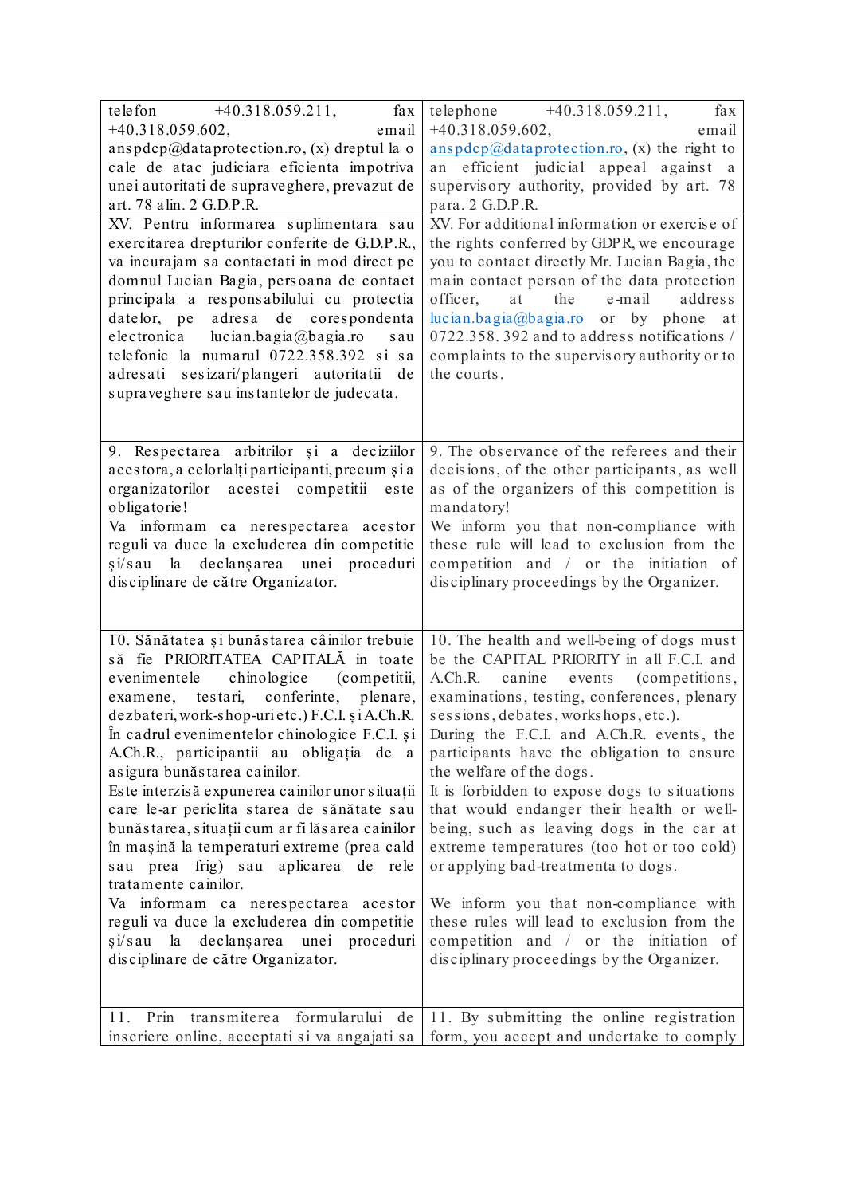| | |
|---|---|
| telefon +40.318.059.211, fax +40.318.059.602, email anspdcp@dataprotection.ro, (x) dreptul la o cale de atac judiciara eficienta impotriva unei autoritati de supraveghere, prevazut de art. 78 alin. 2 G.D.P.R. | telephone +40.318.059.211, fax +40.318.059.602, email anspdcp@dataprotection.ro, (x) the right to an efficient judicial appeal against a supervisory authority, provided by art. 78 para. 2 G.D.P.R. |
| XV. Pentru informarea suplimentara sau exercitarea drepturilor conferite de G.D.P.R., va incurajam sa contactati in mod direct pe domnul Lucian Bagia, persoana de contact principala a responsabilului cu protectia datelor, pe adresa de corespondenta electronica lucian.bagia@bagia.ro sau telefonic la numarul 0722.358.392 si sa adresati sesizari/plangeri autoritatii de supraveghere sau instantelor de judecata. | XV. For additional information or exercise of the rights conferred by GDPR, we encourage you to contact directly Mr. Lucian Bagia, the main contact person of the data protection officer, at the e-mail address lucian.bagia@bagia.ro or by phone at 0722.358.392 and to address notifications / complaints to the supervisory authority or to the courts. |
| 9. Respectarea arbitrilor și a deciziilor acestora, a celorlalți participanti, precum și a organizatorilor acestei competitii este obligatorie!<br>Va informam ca nerespectarea acestor reguli va duce la excluderea din competitie și/sau la declanșarea unei proceduri disciplinare de către Organizator. | 9. The observance of the referees and their decisions, of the other participants, as well as of the organizers of this competition is mandatory!<br>We inform you that non-compliance with these rule will lead to exclusion from the competition and / or the initiation of disciplinary proceedings by the Organizer. |
| 10. Sănătatea și bunăstarea câinilor trebuie să fie PRIORITATEA CAPITALĂ in toate evenimentele chinologice (competitii, examene, testari, conferinte, plenare, dezbateri, work-shop-uri etc.) F.C.I. și A.Ch.R.<br>În cadrul evenimentelor chinologice F.C.I. și A.Ch.R., participantii au obligația de a asigura bunăstarea cainilor.<br>Este interzisă expunerea cainilor unor situații care le-ar periclita starea de sănătate sau bunăstarea, situații cum ar fi lăsarea cainilor în mașină la temperaturi extreme (prea cald sau prea frig) sau aplicarea de rele tratamente cainilor.<br>Va informam ca nerespectarea acestor reguli va duce la excluderea din competitie și/sau la declanșarea unei proceduri disciplinare de către Organizator. | 10. The health and well-being of dogs must be the CAPITAL PRIORITY in all F.C.I. and A.Ch.R. canine events (competitions, examinations, testing, conferences, plenary sessions, debates, workshops, etc.).<br>During the F.C.I. and A.Ch.R. events, the participants have the obligation to ensure the welfare of the dogs.<br>It is forbidden to expose dogs to situations that would endanger their health or well-being, such as leaving dogs in the car at extreme temperatures (too hot or too cold) or applying bad-treatmenta to dogs.<br>We inform you that non-compliance with these rules will lead to exclusion from the competition and / or the initiation of disciplinary proceedings by the Organizer. |
| 11. Prin transmiterea formularului de inscriere online, acceptati si va angajati sa | 11. By submitting the online registration form, you accept and undertake to comply |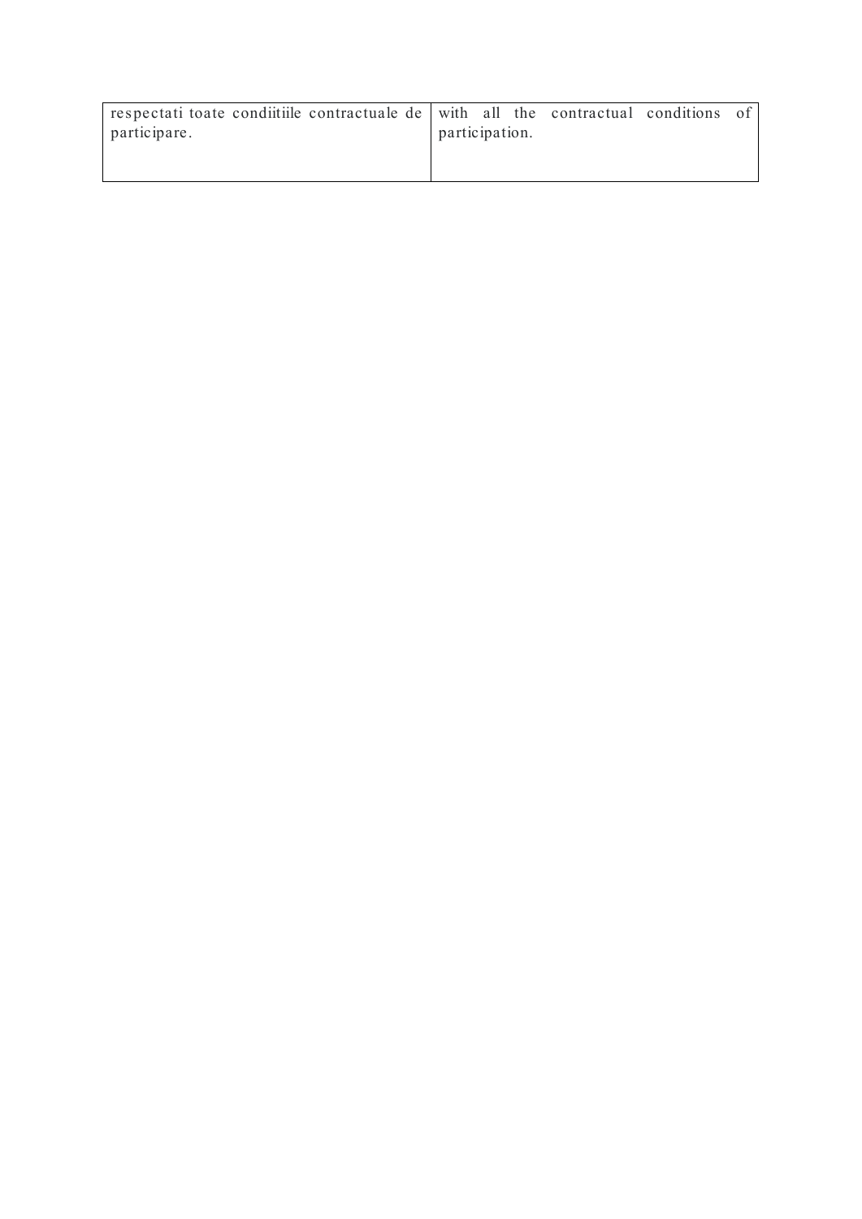| | |
|---|---|
| respectati toate condiitiile contractuale de participare. | with all the contractual conditions of participation. |